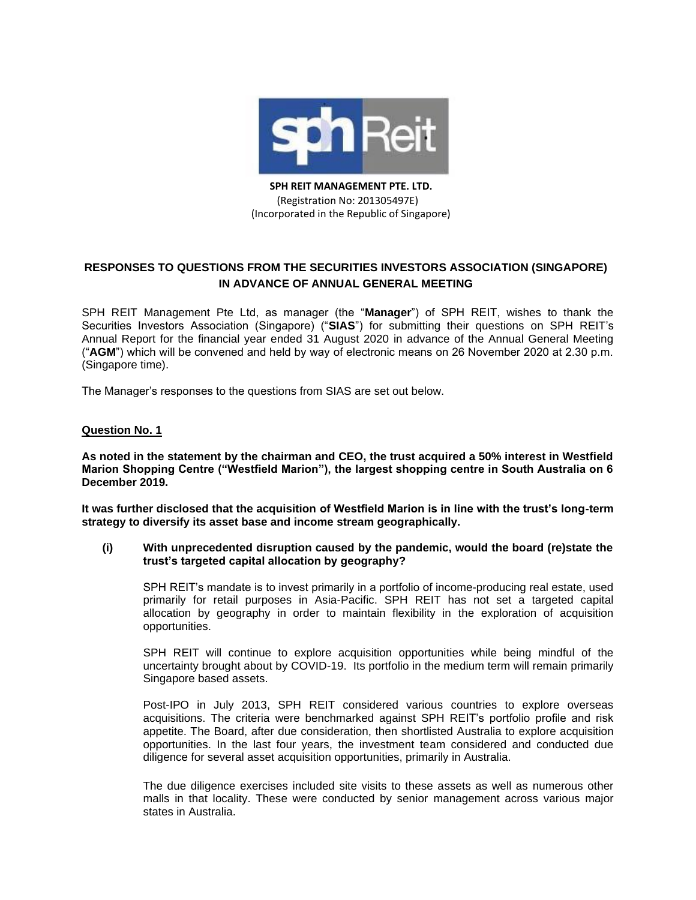**SPH REIT MANAGEMENT PTE. LTD.**
(Registration No: 201305497E)
(Incorporated in the Republic of Singapore)

## RESPONSES TO QUESTIONS FROM THE SECURITIES INVESTORS ASSOCIATION (SINGAPORE) IN ADVANCE OF ANNUAL GENERAL MEETING

SPH REIT Management Pte Ltd, as manager (the "**Manager**") of SPH REIT, wishes to thank the Securities Investors Association (Singapore) ("**SIAS**") for submitting their questions on SPH REIT's Annual Report for the financial year ended 31 August 2020 in advance of the Annual General Meeting ("**AGM**") which will be convened and held by way of electronic means on 26 November 2020 at 2.30 p.m. (Singapore time).

The Manager's responses to the questions from SIAS are set out below.

### Question No. 1

**As noted in the statement by the chairman and CEO, the trust acquired a 50% interest in Westfield Marion Shopping Centre ("Westfield Marion"), the largest shopping centre in South Australia on 6 December 2019.**

**It was further disclosed that the acquisition of Westfield Marion is in line with the trust's long-term strategy to diversify its asset base and income stream geographically.**

**(i) With unprecedented disruption caused by the pandemic, would the board (re)state the trust's targeted capital allocation by geography?**

SPH REIT's mandate is to invest primarily in a portfolio of income-producing real estate, used primarily for retail purposes in Asia-Pacific. SPH REIT has not set a targeted capital allocation by geography in order to maintain flexibility in the exploration of acquisition opportunities.

SPH REIT will continue to explore acquisition opportunities while being mindful of the uncertainty brought about by COVID-19. Its portfolio in the medium term will remain primarily Singapore based assets.

Post-IPO in July 2013, SPH REIT considered various countries to explore overseas acquisitions. The criteria were benchmarked against SPH REIT's portfolio profile and risk appetite. The Board, after due consideration, then shortlisted Australia to explore acquisition opportunities. In the last four years, the investment team considered and conducted due diligence for several asset acquisition opportunities, primarily in Australia.

The due diligence exercises included site visits to these assets as well as numerous other malls in that locality. These were conducted by senior management across various major states in Australia.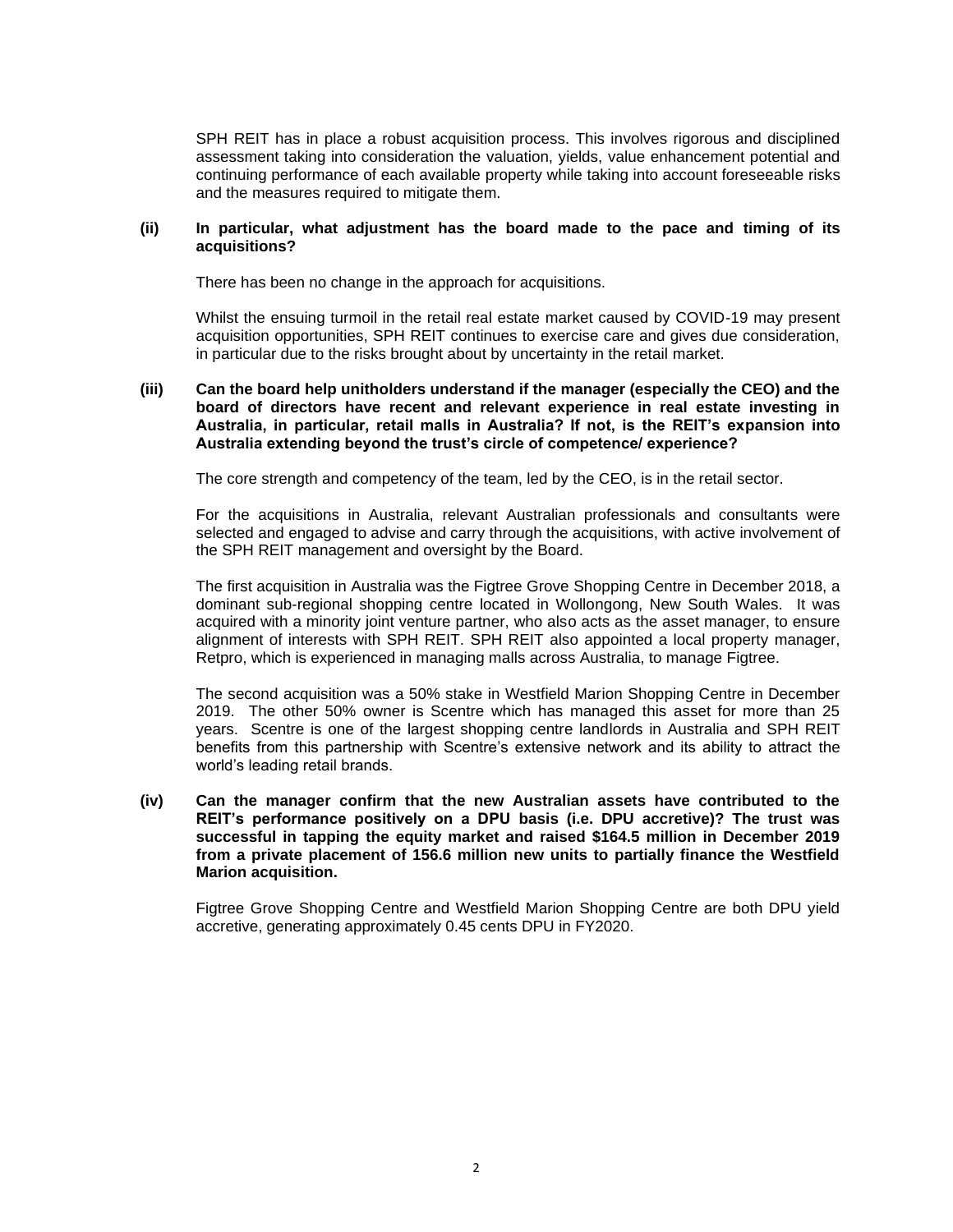SPH REIT has in place a robust acquisition process. This involves rigorous and disciplined assessment taking into consideration the valuation, yields, value enhancement potential and continuing performance of each available property while taking into account foreseeable risks and the measures required to mitigate them.

**(ii) In particular, what adjustment has the board made to the pace and timing of its acquisitions?**

There has been no change in the approach for acquisitions.

Whilst the ensuing turmoil in the retail real estate market caused by COVID-19 may present acquisition opportunities, SPH REIT continues to exercise care and gives due consideration, in particular due to the risks brought about by uncertainty in the retail market.

**(iii) Can the board help unitholders understand if the manager (especially the CEO) and the board of directors have recent and relevant experience in real estate investing in Australia, in particular, retail malls in Australia? If not, is the REIT's expansion into Australia extending beyond the trust's circle of competence/ experience?**

The core strength and competency of the team, led by the CEO, is in the retail sector.

For the acquisitions in Australia, relevant Australian professionals and consultants were selected and engaged to advise and carry through the acquisitions, with active involvement of the SPH REIT management and oversight by the Board.

The first acquisition in Australia was the Figtree Grove Shopping Centre in December 2018, a dominant sub-regional shopping centre located in Wollongong, New South Wales. It was acquired with a minority joint venture partner, who also acts as the asset manager, to ensure alignment of interests with SPH REIT. SPH REIT also appointed a local property manager, Retpro, which is experienced in managing malls across Australia, to manage Figtree.

The second acquisition was a 50% stake in Westfield Marion Shopping Centre in December 2019. The other 50% owner is Scentre which has managed this asset for more than 25 years. Scentre is one of the largest shopping centre landlords in Australia and SPH REIT benefits from this partnership with Scentre's extensive network and its ability to attract the world's leading retail brands.

**(iv) Can the manager confirm that the new Australian assets have contributed to the REIT's performance positively on a DPU basis (i.e. DPU accretive)? The trust was successful in tapping the equity market and raised $164.5 million in December 2019 from a private placement of 156.6 million new units to partially finance the Westfield Marion acquisition.**

Figtree Grove Shopping Centre and Westfield Marion Shopping Centre are both DPU yield accretive, generating approximately 0.45 cents DPU in FY2020.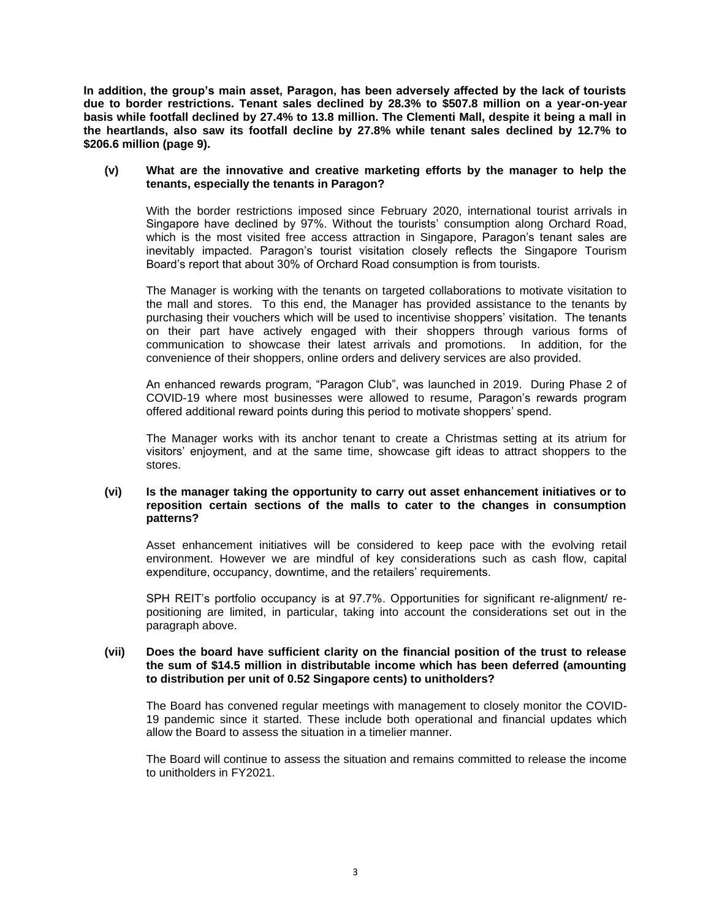**In addition, the group's main asset, Paragon, has been adversely affected by the lack of tourists due to border restrictions. Tenant sales declined by 28.3% to $507.8 million on a year-on-year basis while footfall declined by 27.4% to 13.8 million. The Clementi Mall, despite it being a mall in the heartlands, also saw its footfall decline by 27.8% while tenant sales declined by 12.7% to $206.6 million (page 9).**

**(v) What are the innovative and creative marketing efforts by the manager to help the tenants, especially the tenants in Paragon?**

With the border restrictions imposed since February 2020, international tourist arrivals in Singapore have declined by 97%. Without the tourists' consumption along Orchard Road, which is the most visited free access attraction in Singapore, Paragon's tenant sales are inevitably impacted. Paragon's tourist visitation closely reflects the Singapore Tourism Board's report that about 30% of Orchard Road consumption is from tourists.

The Manager is working with the tenants on targeted collaborations to motivate visitation to the mall and stores. To this end, the Manager has provided assistance to the tenants by purchasing their vouchers which will be used to incentivise shoppers' visitation. The tenants on their part have actively engaged with their shoppers through various forms of communication to showcase their latest arrivals and promotions. In addition, for the convenience of their shoppers, online orders and delivery services are also provided.

An enhanced rewards program, "Paragon Club", was launched in 2019. During Phase 2 of COVID-19 where most businesses were allowed to resume, Paragon's rewards program offered additional reward points during this period to motivate shoppers' spend.

The Manager works with its anchor tenant to create a Christmas setting at its atrium for visitors' enjoyment, and at the same time, showcase gift ideas to attract shoppers to the stores.

**(vi) Is the manager taking the opportunity to carry out asset enhancement initiatives or to reposition certain sections of the malls to cater to the changes in consumption patterns?**

Asset enhancement initiatives will be considered to keep pace with the evolving retail environment. However we are mindful of key considerations such as cash flow, capital expenditure, occupancy, downtime, and the retailers' requirements.

SPH REIT's portfolio occupancy is at 97.7%. Opportunities for significant re-alignment/ re-positioning are limited, in particular, taking into account the considerations set out in the paragraph above.

**(vii) Does the board have sufficient clarity on the financial position of the trust to release the sum of $14.5 million in distributable income which has been deferred (amounting to distribution per unit of 0.52 Singapore cents) to unitholders?**

The Board has convened regular meetings with management to closely monitor the COVID-19 pandemic since it started. These include both operational and financial updates which allow the Board to assess the situation in a timelier manner.

The Board will continue to assess the situation and remains committed to release the income to unitholders in FY2021.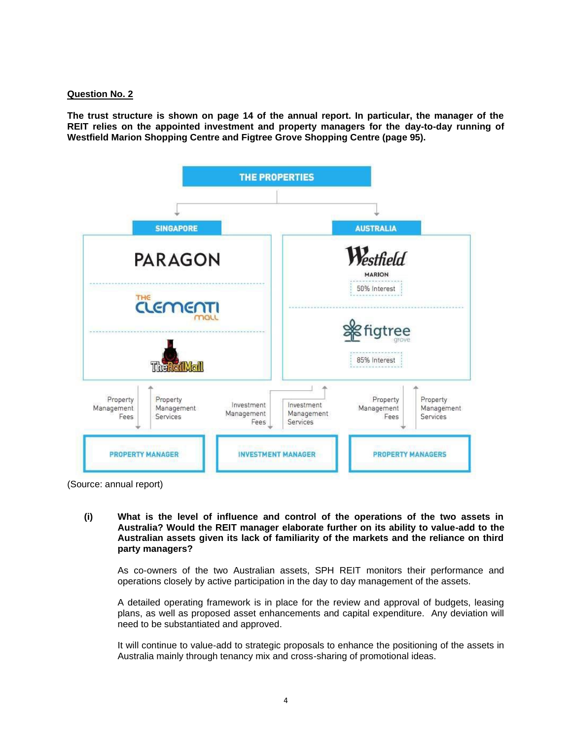**Question No. 2**

**The trust structure is shown on page 14 of the annual report. In particular, the manager of the REIT relies on the appointed investment and property managers for the day-to-day running of Westfield Marion Shopping Centre and Figtree Grove Shopping Centre (page 95).**

THE PROPERTIES

SINGAPORE: PARAGON, THE CLEMENTI MALL, The Rail Mall

AUSTRALIA: Westfield MARION (50% Interest), figtree grove (85% Interest)

Property Management Fees / Property Management Services — PROPERTY MANAGER

Investment Management Fees / Investment Management Services — INVESTMENT MANAGER

Property Management Fees / Property Management Services — PROPERTY MANAGERS

(Source: annual report)

**(i) What is the level of influence and control of the operations of the two assets in Australia? Would the REIT manager elaborate further on its ability to value-add to the Australian assets given its lack of familiarity of the markets and the reliance on third party managers?**

As co-owners of the two Australian assets, SPH REIT monitors their performance and operations closely by active participation in the day to day management of the assets.

A detailed operating framework is in place for the review and approval of budgets, leasing plans, as well as proposed asset enhancements and capital expenditure. Any deviation will need to be substantiated and approved.

It will continue to value-add to strategic proposals to enhance the positioning of the assets in Australia mainly through tenancy mix and cross-sharing of promotional ideas.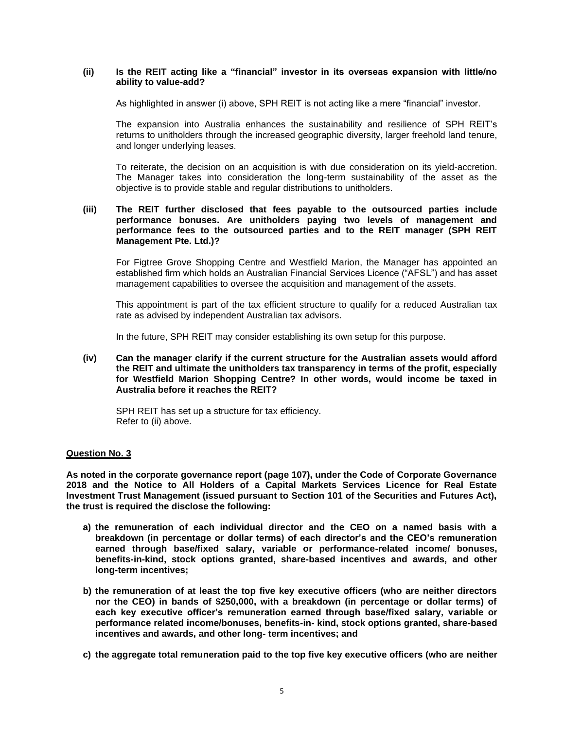**(ii) Is the REIT acting like a "financial" investor in its overseas expansion with little/no ability to value-add?**

As highlighted in answer (i) above, SPH REIT is not acting like a mere "financial" investor.

The expansion into Australia enhances the sustainability and resilience of SPH REIT's returns to unitholders through the increased geographic diversity, larger freehold land tenure, and longer underlying leases.

To reiterate, the decision on an acquisition is with due consideration on its yield-accretion. The Manager takes into consideration the long-term sustainability of the asset as the objective is to provide stable and regular distributions to unitholders.

**(iii) The REIT further disclosed that fees payable to the outsourced parties include performance bonuses. Are unitholders paying two levels of management and performance fees to the outsourced parties and to the REIT manager (SPH REIT Management Pte. Ltd.)?**

For Figtree Grove Shopping Centre and Westfield Marion, the Manager has appointed an established firm which holds an Australian Financial Services Licence ("AFSL") and has asset management capabilities to oversee the acquisition and management of the assets.

This appointment is part of the tax efficient structure to qualify for a reduced Australian tax rate as advised by independent Australian tax advisors.

In the future, SPH REIT may consider establishing its own setup for this purpose.

**(iv) Can the manager clarify if the current structure for the Australian assets would afford the REIT and ultimate the unitholders tax transparency in terms of the profit, especially for Westfield Marion Shopping Centre? In other words, would income be taxed in Australia before it reaches the REIT?**

SPH REIT has set up a structure for tax efficiency.
Refer to (ii) above.

**Question No. 3**

**As noted in the corporate governance report (page 107), under the Code of Corporate Governance 2018 and the Notice to All Holders of a Capital Markets Services Licence for Real Estate Investment Trust Management (issued pursuant to Section 101 of the Securities and Futures Act), the trust is required the disclose the following:**

**a) the remuneration of each individual director and the CEO on a named basis with a breakdown (in percentage or dollar terms) of each director's and the CEO's remuneration earned through base/fixed salary, variable or performance-related income/ bonuses, benefits-in-kind, stock options granted, share-based incentives and awards, and other long-term incentives;**

**b) the remuneration of at least the top five key executive officers (who are neither directors nor the CEO) in bands of $250,000, with a breakdown (in percentage or dollar terms) of each key executive officer's remuneration earned through base/fixed salary, variable or performance related income/bonuses, benefits-in- kind, stock options granted, share-based incentives and awards, and other long- term incentives; and**

**c) the aggregate total remuneration paid to the top five key executive officers (who are neither**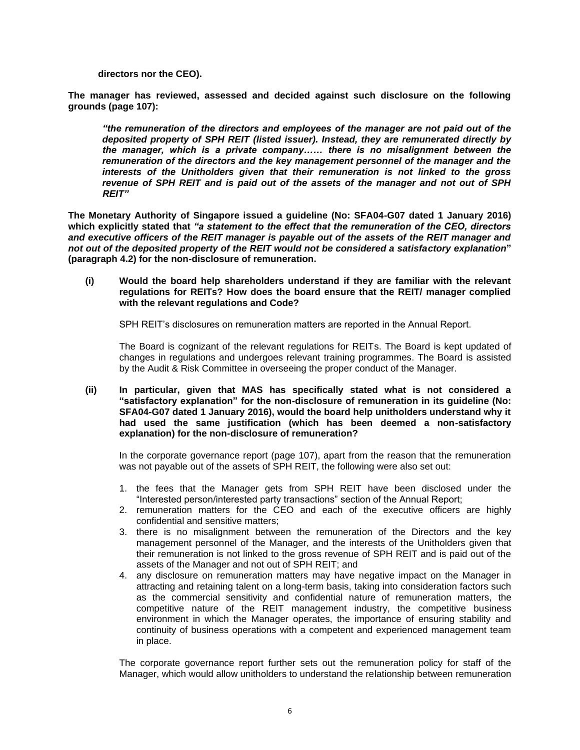**directors nor the CEO).**

**The manager has reviewed, assessed and decided against such disclosure on the following grounds (page 107):**

> ***"the remuneration of the directors and employees of the manager are not paid out of the deposited property of SPH REIT (listed issuer). Instead, they are remunerated directly by the manager, which is a private company…… there is no misalignment between the remuneration of the directors and the key management personnel of the manager and the interests of the Unitholders given that their remuneration is not linked to the gross revenue of SPH REIT and is paid out of the assets of the manager and not out of SPH REIT"***

**The Monetary Authority of Singapore issued a guideline (No: SFA04-G07 dated 1 January 2016) which explicitly stated that *"a statement to the effect that the remuneration of the CEO, directors and executive officers of the REIT manager is payable out of the assets of the REIT manager and not out of the deposited property of the REIT would not be considered a satisfactory explanation*" (paragraph 4.2) for the non-disclosure of remuneration.**

**(i) Would the board help shareholders understand if they are familiar with the relevant regulations for REITs? How does the board ensure that the REIT/ manager complied with the relevant regulations and Code?**

SPH REIT's disclosures on remuneration matters are reported in the Annual Report.

The Board is cognizant of the relevant regulations for REITs. The Board is kept updated of changes in regulations and undergoes relevant training programmes. The Board is assisted by the Audit & Risk Committee in overseeing the proper conduct of the Manager.

**(ii) In particular, given that MAS has specifically stated what is not considered a "satisfactory explanation" for the non-disclosure of remuneration in its guideline (No: SFA04-G07 dated 1 January 2016), would the board help unitholders understand why it had used the same justification (which has been deemed a non-satisfactory explanation) for the non-disclosure of remuneration?**

In the corporate governance report (page 107), apart from the reason that the remuneration was not payable out of the assets of SPH REIT, the following were also set out:

1. the fees that the Manager gets from SPH REIT have been disclosed under the "Interested person/interested party transactions" section of the Annual Report;
2. remuneration matters for the CEO and each of the executive officers are highly confidential and sensitive matters;
3. there is no misalignment between the remuneration of the Directors and the key management personnel of the Manager, and the interests of the Unitholders given that their remuneration is not linked to the gross revenue of SPH REIT and is paid out of the assets of the Manager and not out of SPH REIT; and
4. any disclosure on remuneration matters may have negative impact on the Manager in attracting and retaining talent on a long-term basis, taking into consideration factors such as the commercial sensitivity and confidential nature of remuneration matters, the competitive nature of the REIT management industry, the competitive business environment in which the Manager operates, the importance of ensuring stability and continuity of business operations with a competent and experienced management team in place.

The corporate governance report further sets out the remuneration policy for staff of the Manager, which would allow unitholders to understand the relationship between remuneration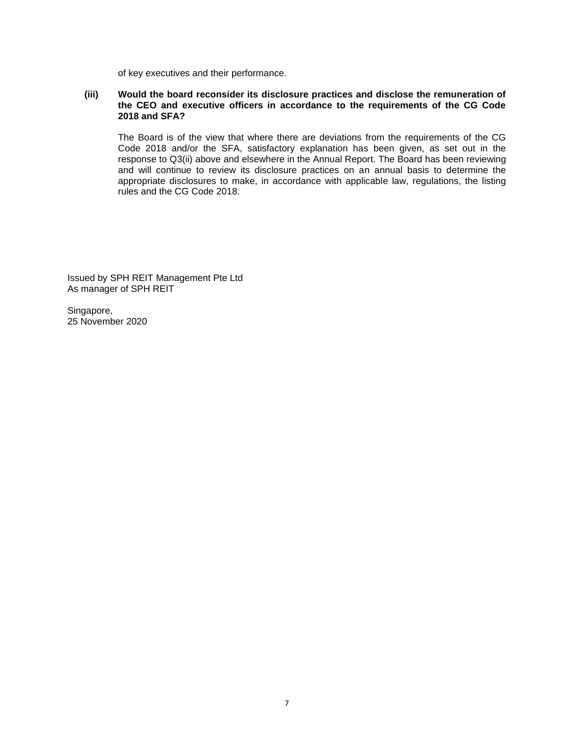of key executives and their performance.

**(iii) Would the board reconsider its disclosure practices and disclose the remuneration of the CEO and executive officers in accordance to the requirements of the CG Code 2018 and SFA?**

The Board is of the view that where there are deviations from the requirements of the CG Code 2018 and/or the SFA, satisfactory explanation has been given, as set out in the response to Q3(ii) above and elsewhere in the Annual Report. The Board has been reviewing and will continue to review its disclosure practices on an annual basis to determine the appropriate disclosures to make, in accordance with applicable law, regulations, the listing rules and the CG Code 2018.

Issued by SPH REIT Management Pte Ltd
As manager of SPH REIT

Singapore,
25 November 2020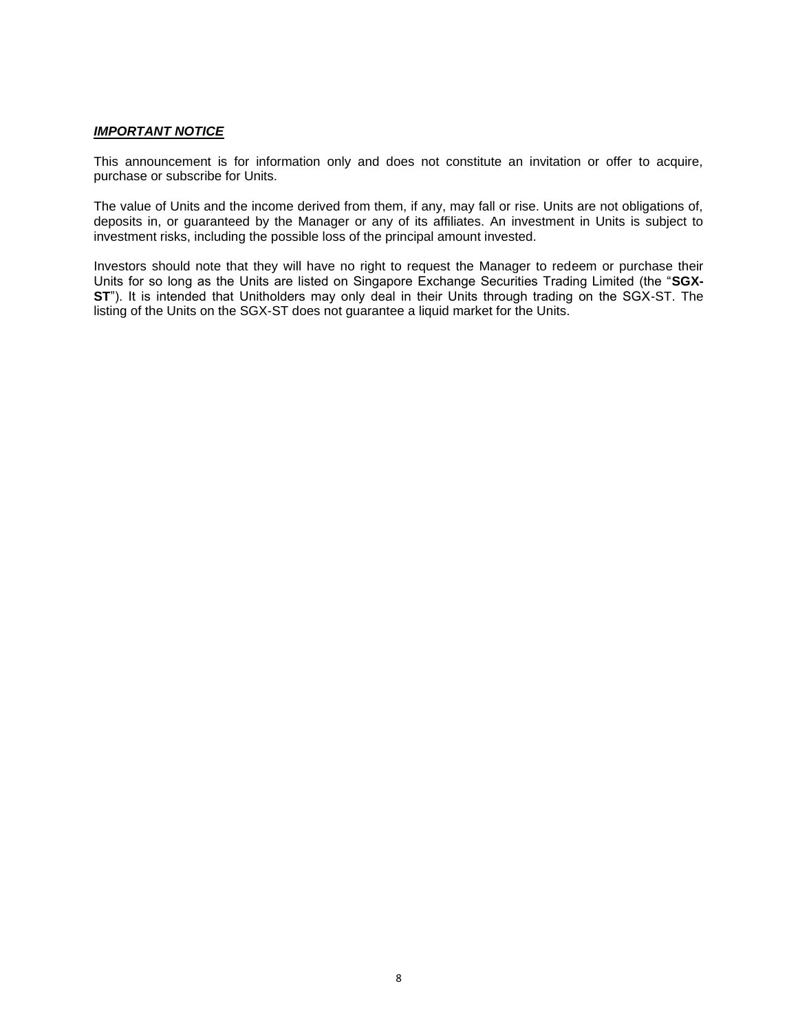***IMPORTANT NOTICE***

This announcement is for information only and does not constitute an invitation or offer to acquire, purchase or subscribe for Units.

The value of Units and the income derived from them, if any, may fall or rise. Units are not obligations of, deposits in, or guaranteed by the Manager or any of its affiliates. An investment in Units is subject to investment risks, including the possible loss of the principal amount invested.

Investors should note that they will have no right to request the Manager to redeem or purchase their Units for so long as the Units are listed on Singapore Exchange Securities Trading Limited (the "**SGX-ST**"). It is intended that Unitholders may only deal in their Units through trading on the SGX-ST. The listing of the Units on the SGX-ST does not guarantee a liquid market for the Units.